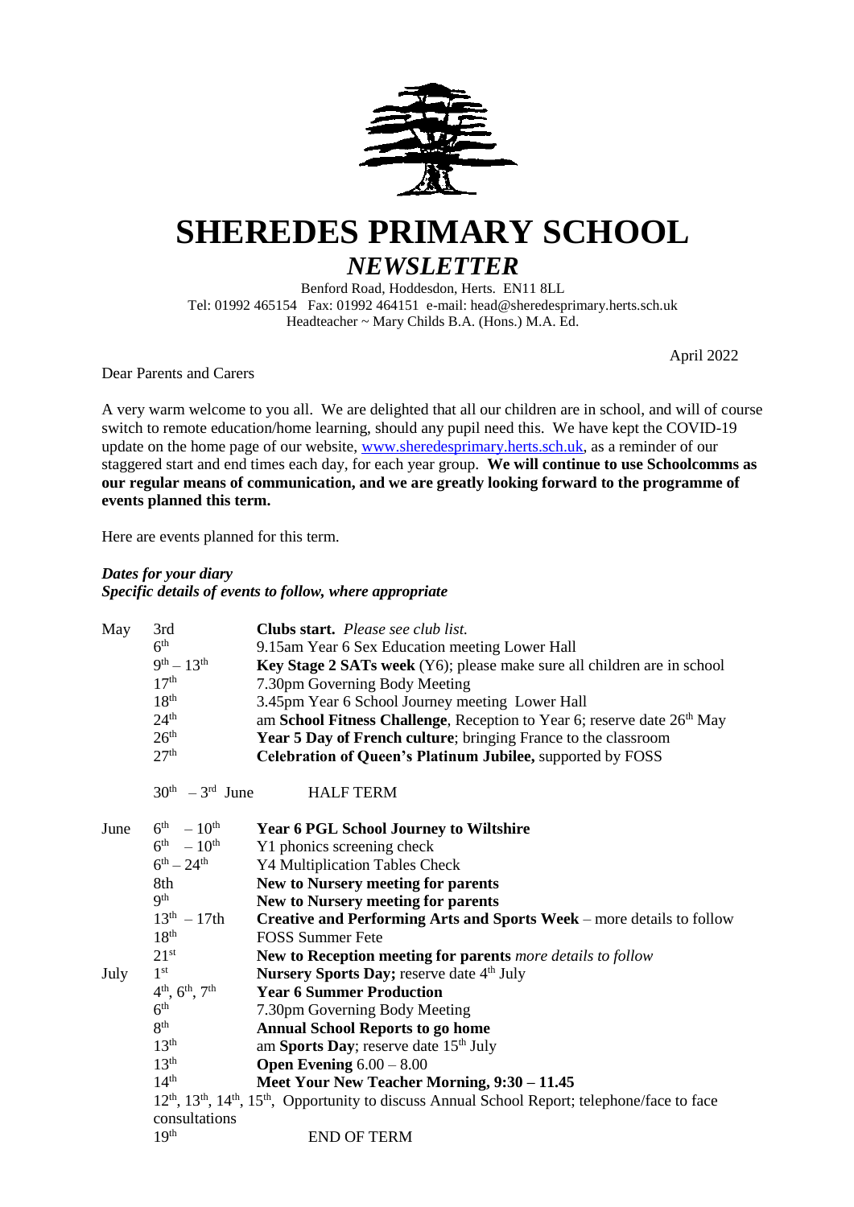# SHEREDES PRIMARY SCHOOL

## *NEWSLETTER*

Benford Road, Hoddesdon, Herts. EN11 8LL
Tel: 01992 465154 Fax: 01992 464151 e-mail: head@sheredesprimary.herts.sch.uk
Headteacher ~ Mary Childs B.A. (Hons.) M.A. Ed.

April 2022

Dear Parents and Carers

A very warm welcome to you all. We are delighted that all our children are in school, and will of course switch to remote education/home learning, should any pupil need this. We have kept the COVID-19 update on the home page of our website, www.sheredesprimary.herts.sch.uk, as a reminder of our staggered start and end times each day, for each year group. **We will continue to use Schoolcomms as our regular means of communication, and we are greatly looking forward to the programme of events planned this term.**

Here are events planned for this term.

***Dates for your diary***
***Specific details of events to follow, where appropriate***

| | | |
|---|---|---|
| May | 3rd | **Clubs start.** *Please see club list.* |
| | 6th | 9.15am Year 6 Sex Education meeting Lower Hall |
| | 9th – 13th | **Key Stage 2 SATs week** (Y6); please make sure all children are in school |
| | 17th | 7.30pm Governing Body Meeting |
| | 18th | 3.45pm Year 6 School Journey meeting Lower Hall |
| | 24th | am **School Fitness Challenge**, Reception to Year 6; reserve date 26th May |
| | 26th | **Year 5 Day of French culture**; bringing France to the classroom |
| | 27th | **Celebration of Queen's Platinum Jubilee,** supported by FOSS |
| | 30th – 3rd June | HALF TERM |
| June | 6th – 10th | **Year 6 PGL School Journey to Wiltshire** |
| | 6th – 10th | Y1 phonics screening check |
| | 6th – 24th | Y4 Multiplication Tables Check |
| | 8th | **New to Nursery meeting for parents** |
| | 9th | **New to Nursery meeting for parents** |
| | 13th – 17th | **Creative and Performing Arts and Sports Week** – more details to follow |
| | 18th | FOSS Summer Fete |
| | 21st | **New to Reception meeting for parents** *more details to follow* |
| July | 1st | **Nursery Sports Day;** reserve date 4th July |
| | 4th, 6th, 7th | **Year 6 Summer Production** |
| | 6th | 7.30pm Governing Body Meeting |
| | 8th | **Annual School Reports to go home** |
| | 13th | am **Sports Day**; reserve date 15th July |
| | 13th | **Open Evening** 6.00 – 8.00 |
| | 14th | **Meet Your New Teacher Morning, 9:30 – 11.45** |
| | 12th, 13th, 14th, 15th | Opportunity to discuss Annual School Report; telephone/face to face consultations |
| | 19th | END OF TERM |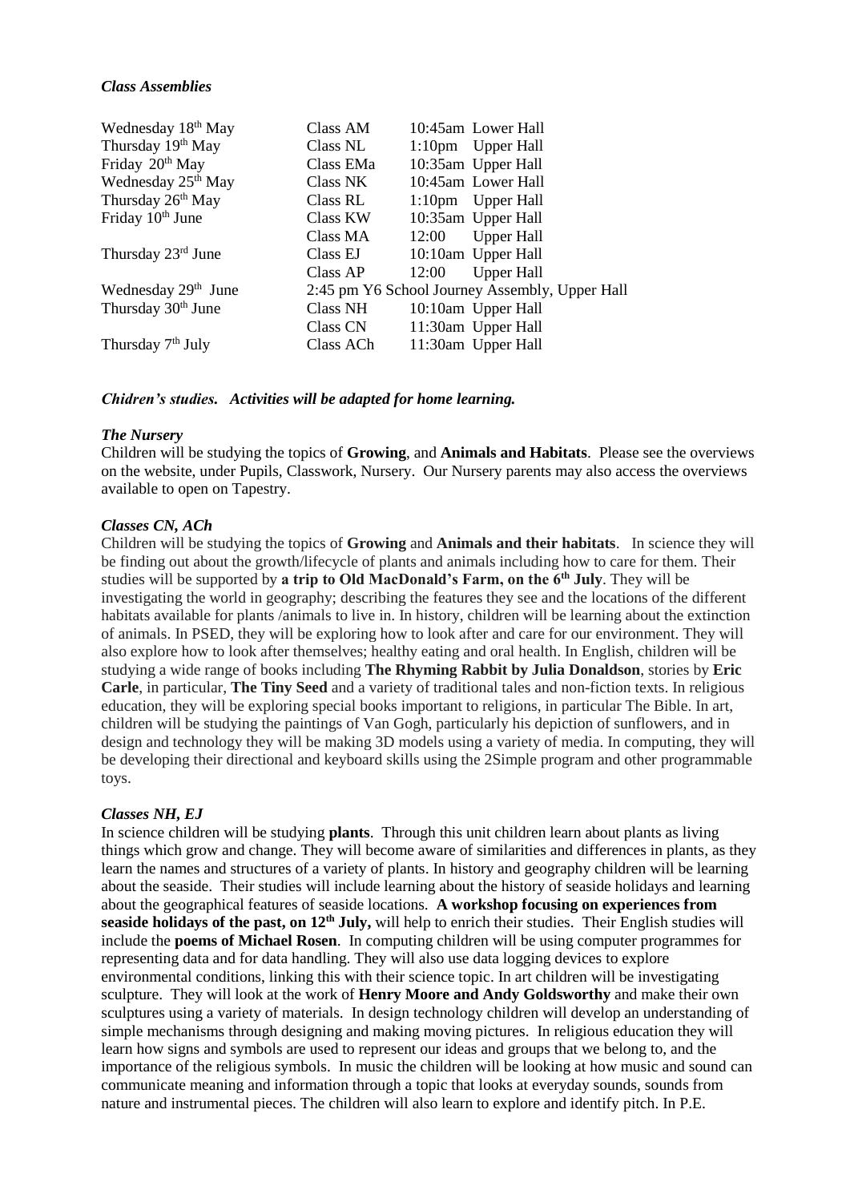### *Class Assemblies*

| | | | |
|---|---|---|---|
| Wednesday 18th May | Class AM | 10:45am | Lower Hall |
| Thursday 19th May | Class NL | 1:10pm | Upper Hall |
| Friday 20th May | Class EMa | 10:35am | Upper Hall |
| Wednesday 25th May | Class NK | 10:45am | Lower Hall |
| Thursday 26th May | Class RL | 1:10pm | Upper Hall |
| Friday 10th June | Class KW | 10:35am | Upper Hall |
| | Class MA | 12:00 | Upper Hall |
| Thursday 23rd June | Class EJ | 10:10am | Upper Hall |
| | Class AP | 12:00 | Upper Hall |
| Wednesday 29th June | 2:45 pm Y6 School Journey Assembly, Upper Hall | | |
| Thursday 30th June | Class NH | 10:10am | Upper Hall |
| | Class CN | 11:30am | Upper Hall |
| Thursday 7th July | Class ACh | 11:30am | Upper Hall |

### *Chidren's studies. Activities will be adapted for home learning.*

#### *The Nursery*

Children will be studying the topics of **Growing**, and **Animals and Habitats**. Please see the overviews on the website, under Pupils, Classwork, Nursery. Our Nursery parents may also access the overviews available to open on Tapestry.

#### *Classes CN, ACh*

Children will be studying the topics of **Growing** and **Animals and their habitats**. In science they will be finding out about the growth/lifecycle of plants and animals including how to care for them. Their studies will be supported by **a trip to Old MacDonald's Farm, on the 6th July**. They will be investigating the world in geography; describing the features they see and the locations of the different habitats available for plants /animals to live in. In history, children will be learning about the extinction of animals. In PSED, they will be exploring how to look after and care for our environment. They will also explore how to look after themselves; healthy eating and oral health. In English, children will be studying a wide range of books including **The Rhyming Rabbit by Julia Donaldson**, stories by **Eric Carle**, in particular, **The Tiny Seed** and a variety of traditional tales and non-fiction texts. In religious education, they will be exploring special books important to religions, in particular The Bible. In art, children will be studying the paintings of Van Gogh, particularly his depiction of sunflowers, and in design and technology they will be making 3D models using a variety of media. In computing, they will be developing their directional and keyboard skills using the 2Simple program and other programmable toys.

#### *Classes NH, EJ*

In science children will be studying **plants**. Through this unit children learn about plants as living things which grow and change. They will become aware of similarities and differences in plants, as they learn the names and structures of a variety of plants. In history and geography children will be learning about the seaside. Their studies will include learning about the history of seaside holidays and learning about the geographical features of seaside locations. **A workshop focusing on experiences from seaside holidays of the past, on 12th July,** will help to enrich their studies. Their English studies will include the **poems of Michael Rosen**. In computing children will be using computer programmes for representing data and for data handling. They will also use data logging devices to explore environmental conditions, linking this with their science topic. In art children will be investigating sculpture. They will look at the work of **Henry Moore and Andy Goldsworthy** and make their own sculptures using a variety of materials. In design technology children will develop an understanding of simple mechanisms through designing and making moving pictures. In religious education they will learn how signs and symbols are used to represent our ideas and groups that we belong to, and the importance of the religious symbols. In music the children will be looking at how music and sound can communicate meaning and information through a topic that looks at everyday sounds, sounds from nature and instrumental pieces. The children will also learn to explore and identify pitch. In P.E.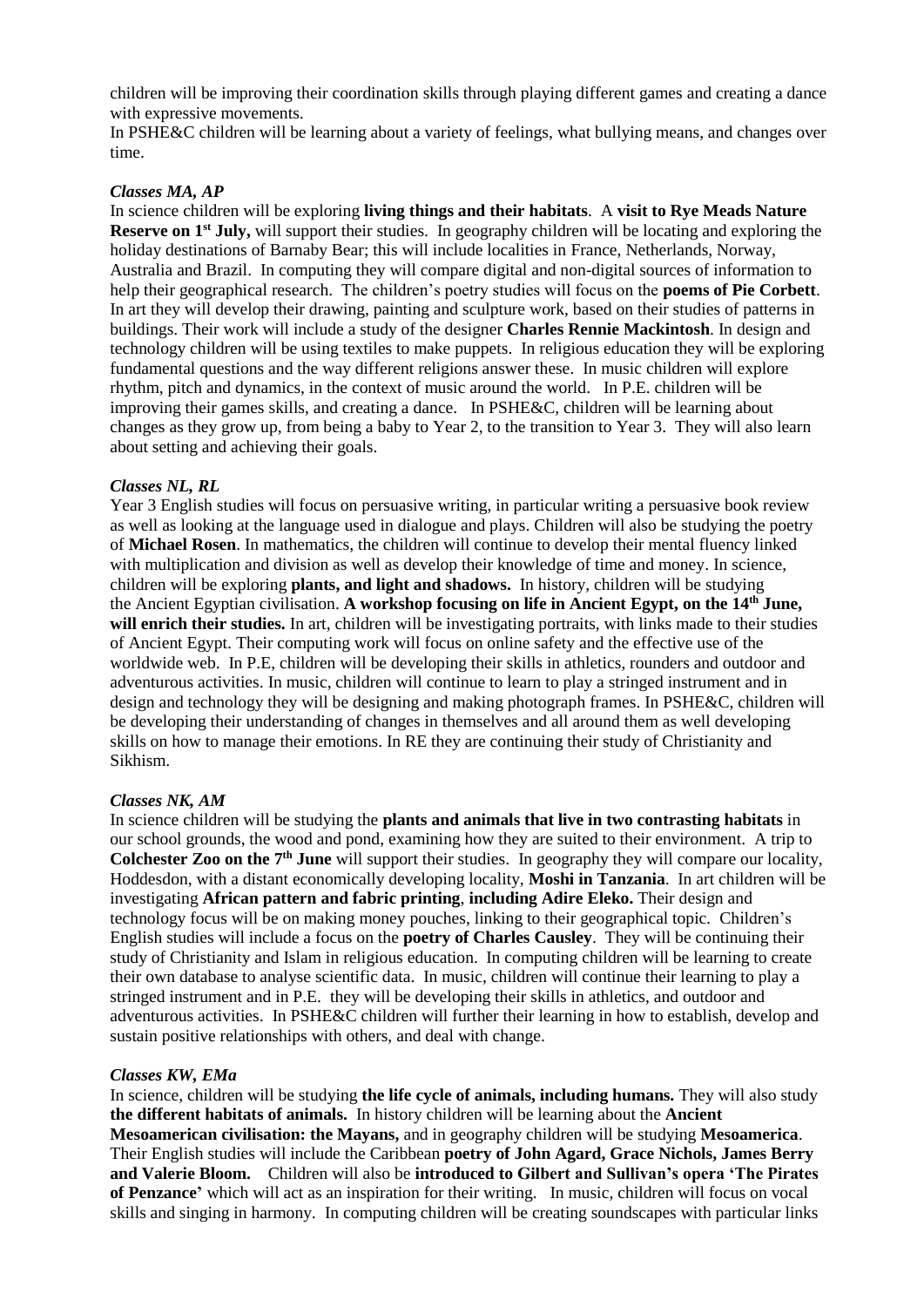children will be improving their coordination skills through playing different games and creating a dance with expressive movements.

In PSHE&C children will be learning about a variety of feelings, what bullying means, and changes over time.

### *Classes MA, AP*

In science children will be exploring **living things and their habitats**. A **visit to Rye Meads Nature Reserve on 1st July,** will support their studies. In geography children will be locating and exploring the holiday destinations of Barnaby Bear; this will include localities in France, Netherlands, Norway, Australia and Brazil. In computing they will compare digital and non-digital sources of information to help their geographical research. The children's poetry studies will focus on the **poems of Pie Corbett**. In art they will develop their drawing, painting and sculpture work, based on their studies of patterns in buildings. Their work will include a study of the designer **Charles Rennie Mackintosh**. In design and technology children will be using textiles to make puppets. In religious education they will be exploring fundamental questions and the way different religions answer these. In music children will explore rhythm, pitch and dynamics, in the context of music around the world. In P.E. children will be improving their games skills, and creating a dance. In PSHE&C, children will be learning about changes as they grow up, from being a baby to Year 2, to the transition to Year 3. They will also learn about setting and achieving their goals.

### *Classes NL, RL*

Year 3 English studies will focus on persuasive writing, in particular writing a persuasive book review as well as looking at the language used in dialogue and plays. Children will also be studying the poetry of **Michael Rosen**. In mathematics, the children will continue to develop their mental fluency linked with multiplication and division as well as develop their knowledge of time and money. In science, children will be exploring **plants, and light and shadows.** In history, children will be studying the Ancient Egyptian civilisation. **A workshop focusing on life in Ancient Egypt, on the 14th June, will enrich their studies.** In art, children will be investigating portraits, with links made to their studies of Ancient Egypt. Their computing work will focus on online safety and the effective use of the worldwide web. In P.E, children will be developing their skills in athletics, rounders and outdoor and adventurous activities. In music, children will continue to learn to play a stringed instrument and in design and technology they will be designing and making photograph frames. In PSHE&C, children will be developing their understanding of changes in themselves and all around them as well developing skills on how to manage their emotions. In RE they are continuing their study of Christianity and Sikhism.

### *Classes NK, AM*

In science children will be studying the **plants and animals that live in two contrasting habitats** in our school grounds, the wood and pond, examining how they are suited to their environment. A trip to **Colchester Zoo on the 7th June** will support their studies. In geography they will compare our locality, Hoddesdon, with a distant economically developing locality, **Moshi in Tanzania**. In art children will be investigating **African pattern and fabric printing**, **including Adire Eleko.** Their design and technology focus will be on making money pouches, linking to their geographical topic. Children's English studies will include a focus on the **poetry of Charles Causley**. They will be continuing their study of Christianity and Islam in religious education. In computing children will be learning to create their own database to analyse scientific data. In music, children will continue their learning to play a stringed instrument and in P.E. they will be developing their skills in athletics, and outdoor and adventurous activities. In PSHE&C children will further their learning in how to establish, develop and sustain positive relationships with others, and deal with change.

### *Classes KW, EMa*

In science, children will be studying **the life cycle of animals, including humans.** They will also study **the different habitats of animals.** In history children will be learning about the **Ancient Mesoamerican civilisation: the Mayans,** and in geography children will be studying **Mesoamerica**. Their English studies will include the Caribbean **poetry of John Agard, Grace Nichols, James Berry and Valerie Bloom.** Children will also be **introduced to Gilbert and Sullivan's opera 'The Pirates of Penzance'** which will act as an inspiration for their writing. In music, children will focus on vocal skills and singing in harmony. In computing children will be creating soundscapes with particular links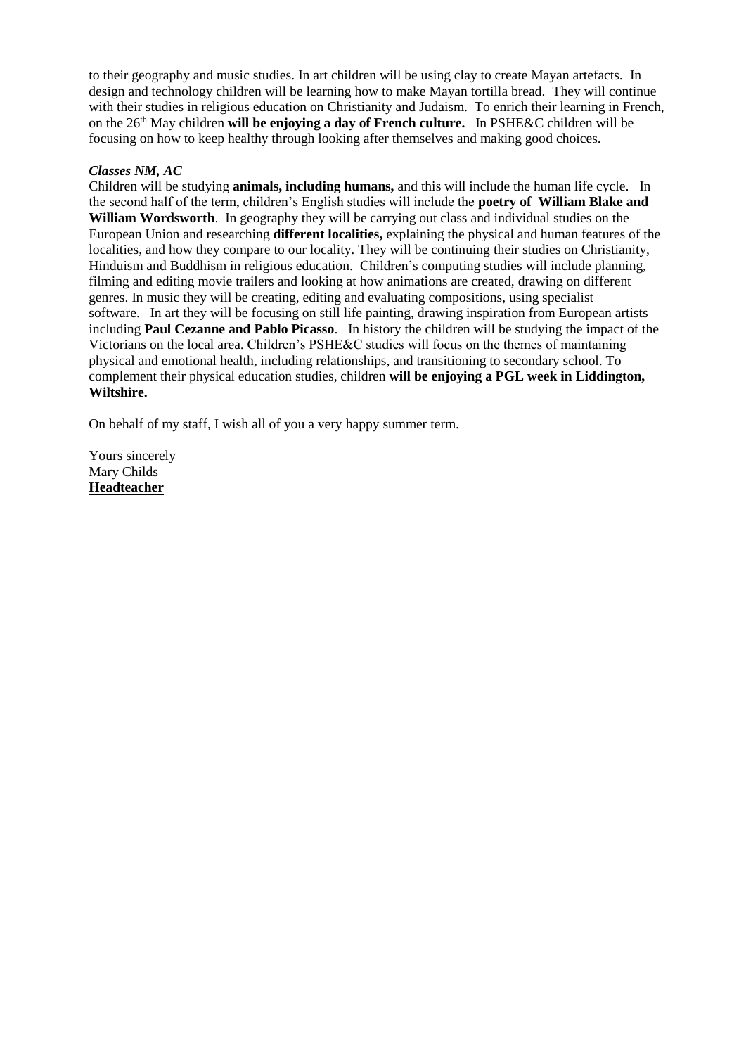to their geography and music studies. In art children will be using clay to create Mayan artefacts. In design and technology children will be learning how to make Mayan tortilla bread. They will continue with their studies in religious education on Christianity and Judaism. To enrich their learning in French, on the 26th May children **will be enjoying a day of French culture.** In PSHE&C children will be focusing on how to keep healthy through looking after themselves and making good choices.

***Classes NM, AC***

Children will be studying **animals, including humans,** and this will include the human life cycle. In the second half of the term, children's English studies will include the **poetry of William Blake and William Wordsworth**. In geography they will be carrying out class and individual studies on the European Union and researching **different localities,** explaining the physical and human features of the localities, and how they compare to our locality. They will be continuing their studies on Christianity, Hinduism and Buddhism in religious education. Children's computing studies will include planning, filming and editing movie trailers and looking at how animations are created, drawing on different genres. In music they will be creating, editing and evaluating compositions, using specialist software. In art they will be focusing on still life painting, drawing inspiration from European artists including **Paul Cezanne and Pablo Picasso**. In history the children will be studying the impact of the Victorians on the local area. Children's PSHE&C studies will focus on the themes of maintaining physical and emotional health, including relationships, and transitioning to secondary school. To complement their physical education studies, children **will be enjoying a PGL week in Liddington, Wiltshire.**

On behalf of my staff, I wish all of you a very happy summer term.

Yours sincerely
Mary Childs
**Headteacher**